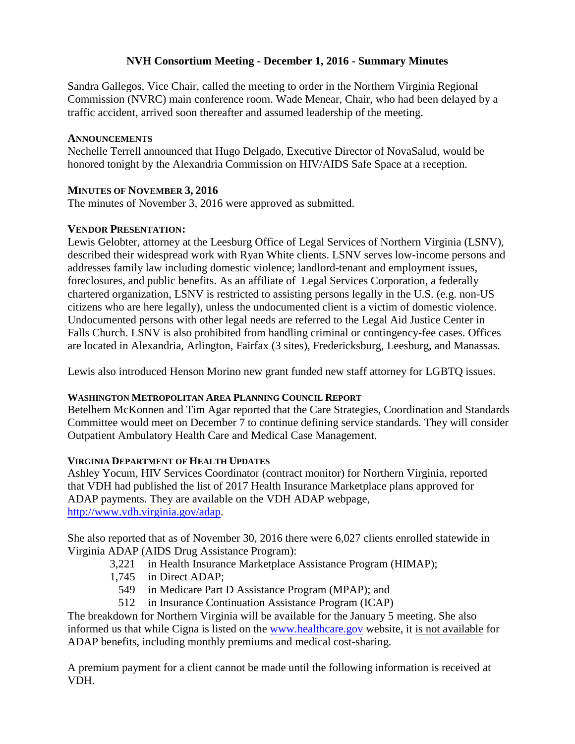# NVH Consortium Meeting - December 1, 2016 - Summary Minutes

Sandra Gallegos, Vice Chair, called the meeting to order in the Northern Virginia Regional Commission (NVRC) main conference room. Wade Menear, Chair, who had been delayed by a traffic accident, arrived soon thereafter and assumed leadership of the meeting.

## ANNOUNCEMENTS

Nechelle Terrell announced that Hugo Delgado, Executive Director of NovaSalud, would be honored tonight by the Alexandria Commission on HIV/AIDS Safe Space at a reception.

## MINUTES OF NOVEMBER 3, 2016

The minutes of November 3, 2016 were approved as submitted.

## VENDOR PRESENTATION:

Lewis Gelobter, attorney at the Leesburg Office of Legal Services of Northern Virginia (LSNV), described their widespread work with Ryan White clients. LSNV serves low-income persons and addresses family law including domestic violence; landlord-tenant and employment issues, foreclosures, and public benefits. As an affiliate of Legal Services Corporation, a federally chartered organization, LSNV is restricted to assisting persons legally in the U.S. (e.g. non-US citizens who are here legally), unless the undocumented client is a victim of domestic violence. Undocumented persons with other legal needs are referred to the Legal Aid Justice Center in Falls Church. LSNV is also prohibited from handling criminal or contingency-fee cases. Offices are located in Alexandria, Arlington, Fairfax (3 sites), Fredericksburg, Leesburg, and Manassas.

Lewis also introduced Henson Morino new grant funded new staff attorney for LGBTQ issues.

## WASHINGTON METROPOLITAN AREA PLANNING COUNCIL REPORT

Betelhem McKonnen and Tim Agar reported that the Care Strategies, Coordination and Standards Committee would meet on December 7 to continue defining service standards. They will consider Outpatient Ambulatory Health Care and Medical Case Management.

## VIRGINIA DEPARTMENT OF HEALTH UPDATES

Ashley Yocum, HIV Services Coordinator (contract monitor) for Northern Virginia, reported that VDH had published the list of 2017 Health Insurance Marketplace plans approved for ADAP payments. They are available on the VDH ADAP webpage, [http://www.vdh.virginia.gov/adap](http://www.vdh.virginia.gov/adap).

She also reported that as of November 30, 2016 there were 6,027 clients enrolled statewide in Virginia ADAP (AIDS Drug Assistance Program):

- 3,221 in Health Insurance Marketplace Assistance Program (HIMAP);
- 1,745 in Direct ADAP;
- 549 in Medicare Part D Assistance Program (MPAP); and
- 512 in Insurance Continuation Assistance Program (ICAP)

The breakdown for Northern Virginia will be available for the January 5 meeting. She also informed us that while Cigna is listed on the [www.healthcare.gov](http://www.healthcare.gov) website, it <u>is not available</u> for ADAP benefits, including monthly premiums and medical cost-sharing.

A premium payment for a client cannot be made until the following information is received at VDH.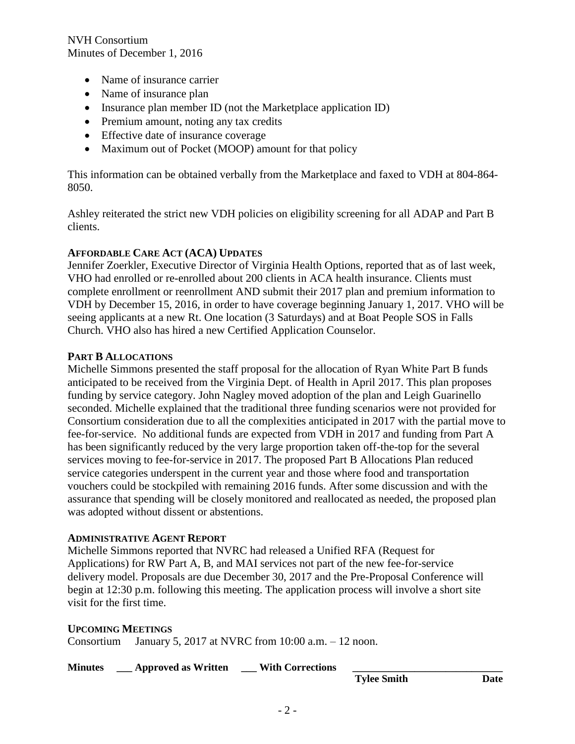- Name of insurance carrier
- Name of insurance plan
- Insurance plan member ID (not the Marketplace application ID)
- Premium amount, noting any tax credits
- Effective date of insurance coverage
- Maximum out of Pocket (MOOP) amount for that policy

This information can be obtained verbally from the Marketplace and faxed to VDH at 804-864-8050.

Ashley reiterated the strict new VDH policies on eligibility screening for all ADAP and Part B clients.

**AFFORDABLE CARE ACT (ACA) UPDATES**

Jennifer Zoerkler, Executive Director of Virginia Health Options, reported that as of last week, VHO had enrolled or re-enrolled about 200 clients in ACA health insurance. Clients must complete enrollment or reenrollment AND submit their 2017 plan and premium information to VDH by December 15, 2016, in order to have coverage beginning January 1, 2017. VHO will be seeing applicants at a new Rt. One location (3 Saturdays) and at Boat People SOS in Falls Church. VHO also has hired a new Certified Application Counselor.

**PART B ALLOCATIONS**

Michelle Simmons presented the staff proposal for the allocation of Ryan White Part B funds anticipated to be received from the Virginia Dept. of Health in April 2017. This plan proposes funding by service category. John Nagley moved adoption of the plan and Leigh Guarinello seconded. Michelle explained that the traditional three funding scenarios were not provided for Consortium consideration due to all the complexities anticipated in 2017 with the partial move to fee-for-service. No additional funds are expected from VDH in 2017 and funding from Part A has been significantly reduced by the very large proportion taken off-the-top for the several services moving to fee-for-service in 2017. The proposed Part B Allocations Plan reduced service categories underspent in the current year and those where food and transportation vouchers could be stockpiled with remaining 2016 funds. After some discussion and with the assurance that spending will be closely monitored and reallocated as needed, the proposed plan was adopted without dissent or abstentions.

**ADMINISTRATIVE AGENT REPORT**

Michelle Simmons reported that NVRC had released a Unified RFA (Request for Applications) for RW Part A, B, and MAI services not part of the new fee-for-service delivery model. Proposals are due December 30, 2017 and the Pre-Proposal Conference will begin at 12:30 p.m. following this meeting. The application process will involve a short site visit for the first time.

**UPCOMING MEETINGS**

Consortium January 5, 2017 at NVRC from 10:00 a.m. – 12 noon.

**Minutes \_\_\_ Approved as Written \_\_\_ With Corrections** \_\_\_\_\_\_\_\_\_\_\_\_\_\_\_\_\_\_\_\_\_\_\_\_\_\_\_\_

**Tylee Smith Date**